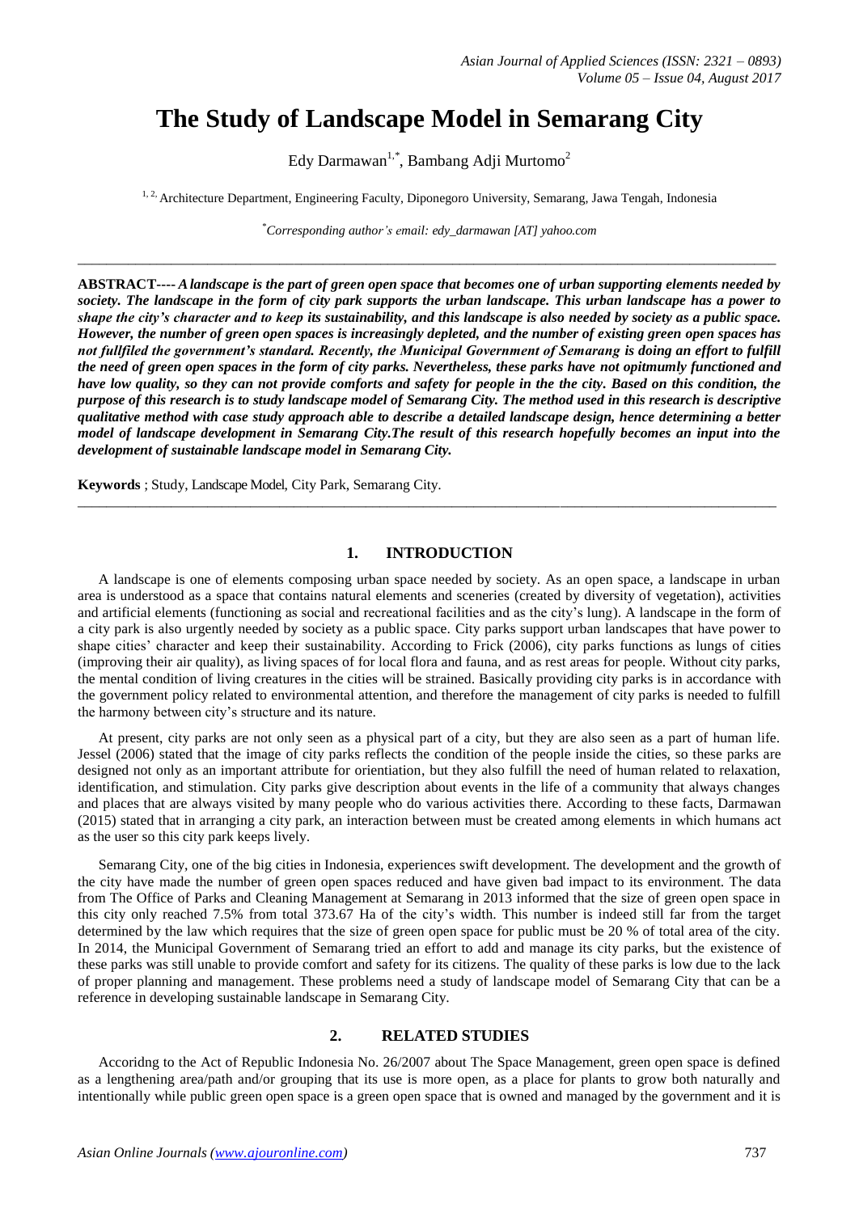# The Study of Landscape Model in Semarang City

Edy Darmawan[1,*], Bambang Adji Murtomo[2]

[1, 2,] Architecture Department, Engineering Faculty, Diponegoro University, Semarang, Jawa Tengah, Indonesia

*[*]Corresponding author's email: edy_darmawan [AT] yahoo.com*

---

**ABSTRACT----** ***A landscape is the part of green open space that becomes one of urban supporting elements needed by society. The landscape in the form of city park supports the urban landscape. This urban landscape has a power to shape the city's character and to keep its sustainability, and this landscape is also needed by society as a public space. However, the number of green open spaces is increasingly depleted, and the number of existing green open spaces has not fullfiled the government's standard. Recently, the Municipal Government of Semarang is doing an effort to fulfill the need of green open spaces in the form of city parks. Nevertheless, these parks have not opitmumly functioned and have low quality, so they can not provide comforts and safety for people in the city. Based on this condition, the purpose of this research is to study landscape model of Semarang City. The method used in this research is descriptive qualitative method with case study approach able to describe a detailed landscape design, hence determining a better model of landscape development in Semarang City.The result of this research hopefully becomes an input into the development of sustainable landscape model in Semarang City.***

**Keywords** ; Study, Landscape Model, City Park, Semarang City.

---

## 1. INTRODUCTION

A landscape is one of elements composing urban space needed by society. As an open space, a landscape in urban area is understood as a space that contains natural elements and sceneries (created by diversity of vegetation), activities and artificial elements (functioning as social and recreational facilities and as the city's lung). A landscape in the form of a city park is also urgently needed by society as a public space. City parks support urban landscapes that have power to shape cities' character and keep their sustainability. According to Frick (2006), city parks functions as lungs of cities (improving their air quality), as living spaces of for local flora and fauna, and as rest areas for people. Without city parks, the mental condition of living creatures in the cities will be strained. Basically providing city parks is in accordance with the government policy related to environmental attention, and therefore the management of city parks is needed to fulfill the harmony between city's structure and its nature.

At present, city parks are not only seen as a physical part of a city, but they are also seen as a part of human life. Jessel (2006) stated that the image of city parks reflects the condition of the people inside the cities, so these parks are designed not only as an important attribute for orientiation, but they also fulfill the need of human related to relaxation, identification, and stimulation. City parks give description about events in the life of a community that always changes and places that are always visited by many people who do various activities there. According to these facts, Darmawan (2015) stated that in arranging a city park, an interaction between must be created among elements in which humans act as the user so this city park keeps lively.

Semarang City, one of the big cities in Indonesia, experiences swift development. The development and the growth of the city have made the number of green open spaces reduced and have given bad impact to its environment. The data from The Office of Parks and Cleaning Management at Semarang in 2013 informed that the size of green open space in this city only reached 7.5% from total 373.67 Ha of the city's width. This number is indeed still far from the target determined by the law which requires that the size of green open space for public must be 20 % of total area of the city. In 2014, the Municipal Government of Semarang tried an effort to add and manage its city parks, but the existence of these parks was still unable to provide comfort and safety for its citizens. The quality of these parks is low due to the lack of proper planning and management. These problems need a study of landscape model of Semarang City that can be a reference in developing sustainable landscape in Semarang City.

## 2. RELATED STUDIES

Accoridng to the Act of Republic Indonesia No. 26/2007 about The Space Management, green open space is defined as a lengthening area/path and/or grouping that its use is more open, as a place for plants to grow both naturally and intentionally while public green open space is a green open space that is owned and managed by the government and it is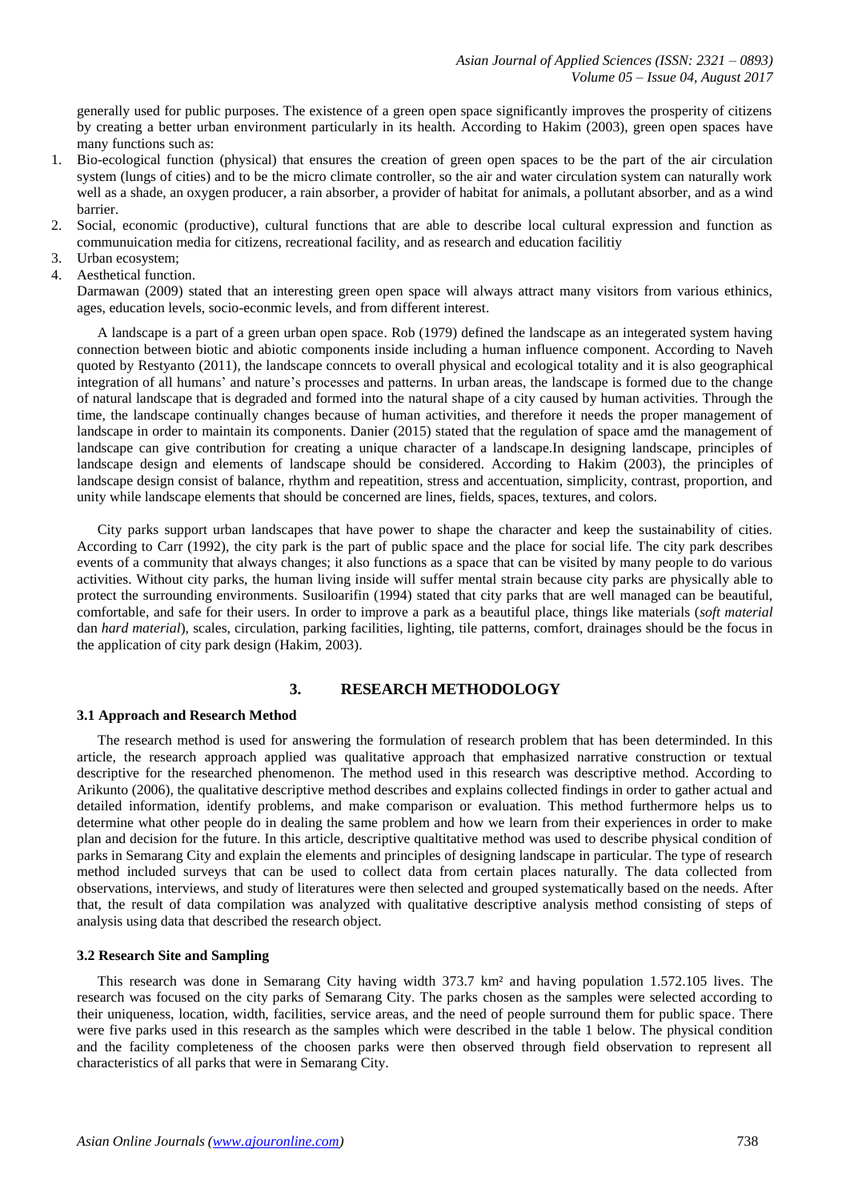generally used for public purposes. The existence of a green open space significantly improves the prosperity of citizens by creating a better urban environment particularly in its health. According to Hakim (2003), green open spaces have many functions such as:

1. Bio-ecological function (physical) that ensures the creation of green open spaces to be the part of the air circulation system (lungs of cities) and to be the micro climate controller, so the air and water circulation system can naturally work well as a shade, an oxygen producer, a rain absorber, a provider of habitat for animals, a pollutant absorber, and as a wind barrier.
2. Social, economic (productive), cultural functions that are able to describe local cultural expression and function as communuication media for citizens, recreational facility, and as research and education facilitiy
3. Urban ecosystem;
4. Aesthetical function.

Darmawan (2009) stated that an interesting green open space will always attract many visitors from various ethinics, ages, education levels, socio-econmic levels, and from different interest.

A landscape is a part of a green urban open space. Rob (1979) defined the landscape as an integerated system having connection between biotic and abiotic components inside including a human influence component. According to Naveh quoted by Restyanto (2011), the landscape conncets to overall physical and ecological totality and it is also geographical integration of all humans' and nature's processes and patterns. In urban areas, the landscape is formed due to the change of natural landscape that is degraded and formed into the natural shape of a city caused by human activities. Through the time, the landscape continually changes because of human activities, and therefore it needs the proper management of landscape in order to maintain its components. Danier (2015) stated that the regulation of space amd the management of landscape can give contribution for creating a unique character of a landscape.In designing landscape, principles of landscape design and elements of landscape should be considered. According to Hakim (2003), the principles of landscape design consist of balance, rhythm and repeatition, stress and accentuation, simplicity, contrast, proportion, and unity while landscape elements that should be concerned are lines, fields, spaces, textures, and colors.

City parks support urban landscapes that have power to shape the character and keep the sustainability of cities. According to Carr (1992), the city park is the part of public space and the place for social life. The city park describes events of a community that always changes; it also functions as a space that can be visited by many people to do various activities. Without city parks, the human living inside will suffer mental strain because city parks are physically able to protect the surrounding environments. Susiloarifin (1994) stated that city parks that are well managed can be beautiful, comfortable, and safe for their users. In order to improve a park as a beautiful place, things like materials (*soft material* dan *hard material*), scales, circulation, parking facilities, lighting, tile patterns, comfort, drainages should be the focus in the application of city park design (Hakim, 2003).

## 3. RESEARCH METHODOLOGY

### 3.1 Approach and Research Method

The research method is used for answering the formulation of research problem that has been determinded. In this article, the research approach applied was qualitative approach that emphasized narrative construction or textual descriptive for the researched phenomenon. The method used in this research was descriptive method. According to Arikunto (2006), the qualitative descriptive method describes and explains collected findings in order to gather actual and detailed information, identify problems, and make comparison or evaluation. This method furthermore helps us to determine what other people do in dealing the same problem and how we learn from their experiences in order to make plan and decision for the future. In this article, descriptive qualttitative method was used to describe physical condition of parks in Semarang City and explain the elements and principles of designing landscape in particular. The type of research method included surveys that can be used to collect data from certain places naturally. The data collected from observations, interviews, and study of literatures were then selected and grouped systematically based on the needs. After that, the result of data compilation was analyzed with qualitative descriptive analysis method consisting of steps of analysis using data that described the research object.

### 3.2 Research Site and Sampling

This research was done in Semarang City having width 373.7 km² and having population 1.572.105 lives. The research was focused on the city parks of Semarang City. The parks chosen as the samples were selected according to their uniqueness, location, width, facilities, service areas, and the need of people surround them for public space. There were five parks used in this research as the samples which were described in the table 1 below. The physical condition and the facility completeness of the choosen parks were then observed through field observation to represent all characteristics of all parks that were in Semarang City.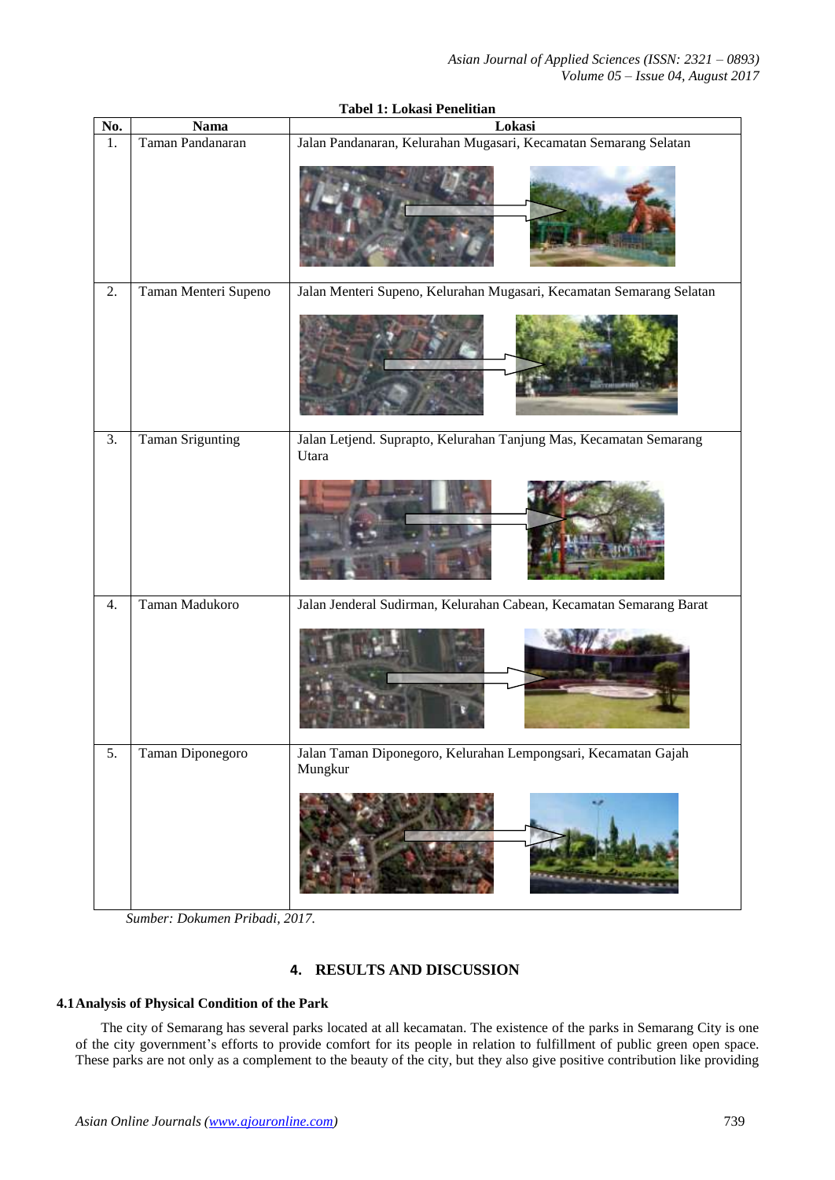**Tabel 1: Lokasi Penelitian**

| No. | Nama | Lokasi |
|---|---|---|
| 1. | Taman Pandanaran | Jalan Pandanaran, Kelurahan Mugasari, Kecamatan Semarang Selatan |
| 2. | Taman Menteri Supeno | Jalan Menteri Supeno, Kelurahan Mugasari, Kecamatan Semarang Selatan |
| 3. | Taman Srigunting | Jalan Letjend. Suprapto, Kelurahan Tanjung Mas, Kecamatan Semarang Utara |
| 4. | Taman Madukoro | Jalan Jenderal Sudirman, Kelurahan Cabean, Kecamatan Semarang Barat |
| 5. | Taman Diponegoro | Jalan Taman Diponegoro, Kelurahan Lempongsari, Kecamatan Gajah Mungkur |

*Sumber: Dokumen Pribadi, 2017.*

## 4. RESULTS AND DISCUSSION

### 4.1 Analysis of Physical Condition of the Park

The city of Semarang has several parks located at all kecamatan. The existence of the parks in Semarang City is one of the city government's efforts to provide comfort for its people in relation to fulfillment of public green open space. These parks are not only as a complement to the beauty of the city, but they also give positive contribution like providing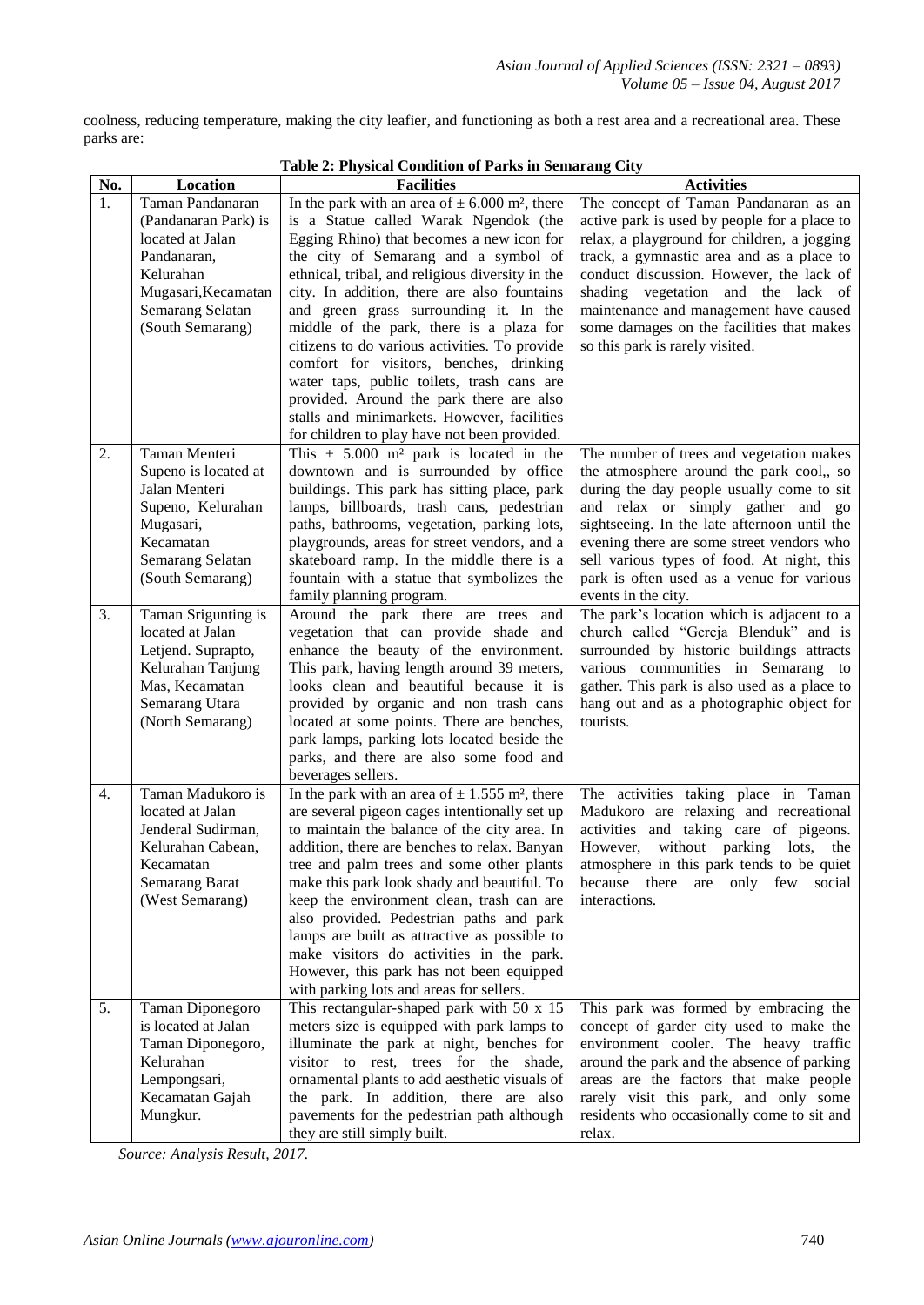coolness, reducing temperature, making the city leafier, and functioning as both a rest area and a recreational area. These parks are:

**Table 2: Physical Condition of Parks in Semarang City**

| No. | Location | Facilities | Activities |
|---|---|---|---|
| 1. | Taman Pandanaran (Pandanaran Park) is located at Jalan Pandanaran, Kelurahan Mugasari,Kecamatan Semarang Selatan (South Semarang) | In the park with an area of ± 6.000 m², there is a Statue called Warak Ngendok (the Egging Rhino) that becomes a new icon for the city of Semarang and a symbol of ethnical, tribal, and religious diversity in the city. In addition, there are also fountains and green grass surrounding it. In the middle of the park, there is a plaza for citizens to do various activities. To provide comfort for visitors, benches, drinking water taps, public toilets, trash cans are provided. Around the park there are also stalls and minimarkets. However, facilities for children to play have not been provided. | The concept of Taman Pandanaran as an active park is used by people for a place to relax, a playground for children, a jogging track, a gymnastic area and as a place to conduct discussion. However, the lack of shading vegetation and the lack of maintenance and management have caused some damages on the facilities that makes so this park is rarely visited. |
| 2. | Taman Menteri Supeno is located at Jalan Menteri Supeno, Kelurahan Mugasari, Kecamatan Semarang Selatan (South Semarang) | This ± 5.000 m² park is located in the downtown and is surrounded by office buildings. This park has sitting place, park lamps, billboards, trash cans, pedestrian paths, bathrooms, vegetation, parking lots, playgrounds, areas for street vendors, and a skateboard ramp. In the middle there is a fountain with a statue that symbolizes the family planning program. | The number of trees and vegetation makes the atmosphere around the park cool,, so during the day people usually come to sit and relax or simply gather and go sightseeing. In the late afternoon until the evening there are some street vendors who sell various types of food. At night, this park is often used as a venue for various events in the city. |
| 3. | Taman Srigunting is located at Jalan Letjend. Suprapto, Kelurahan Tanjung Mas, Kecamatan Semarang Utara (North Semarang) | Around the park there are trees and vegetation that can provide shade and enhance the beauty of the environment. This park, having length around 39 meters, looks clean and beautiful because it is provided by organic and non trash cans located at some points. There are benches, park lamps, parking lots located beside the parks, and there are also some food and beverages sellers. | The park's location which is adjacent to a church called "Gereja Blenduk" and is surrounded by historic buildings attracts various communities in Semarang to gather. This park is also used as a place to hang out and as a photographic object for tourists. |
| 4. | Taman Madukoro is located at Jalan Jenderal Sudirman, Kelurahan Cabean, Kecamatan Semarang Barat (West Semarang) | In the park with an area of ± 1.555 m², there are several pigeon cages intentionally set up to maintain the balance of the city area. In addition, there are benches to relax. Banyan tree and palm trees and some other plants make this park look shady and beautiful. To keep the environment clean, trash can are also provided. Pedestrian paths and park lamps are built as attractive as possible to make visitors do activities in the park. However, this park has not been equipped with parking lots and areas for sellers. | The activities taking place in Taman Madukoro are relaxing and recreational activities and taking care of pigeons. However, without parking lots, the atmosphere in this park tends to be quiet because there are only few social interactions. |
| 5. | Taman Diponegoro is located at Jalan Taman Diponegoro, Kelurahan Lempongsari, Kecamatan Gajah Mungkur. | This rectangular-shaped park with 50 x 15 meters size is equipped with park lamps to illuminate the park at night, benches for visitor to rest, trees for the shade, ornamental plants to add aesthetic visuals of the park. In addition, there are also pavements for the pedestrian path although they are still simply built. | This park was formed by embracing the concept of garder city used to make the environment cooler. The heavy traffic around the park and the absence of parking areas are the factors that make people rarely visit this park, and only some residents who occasionally come to sit and relax. |

*Source: Analysis Result, 2017.*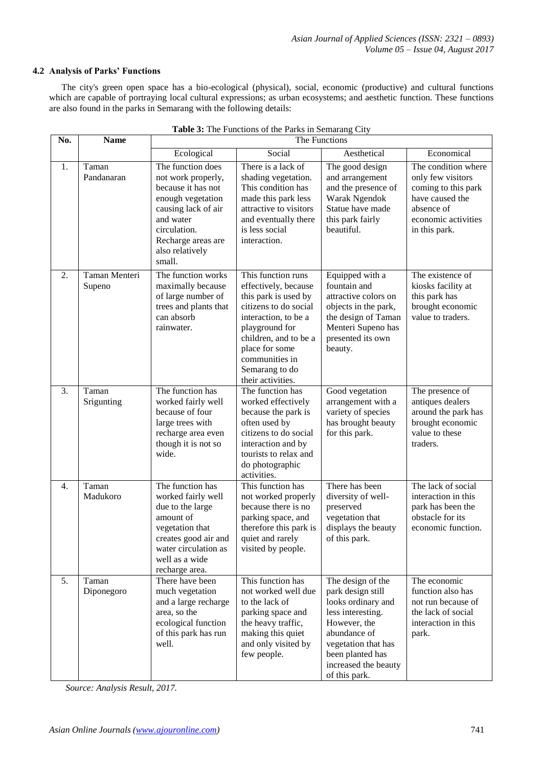### 4.2 Analysis of Parks' Functions

The city's green open space has a bio-ecological (physical), social, economic (productive) and cultural functions which are capable of portraying local cultural expressions; as urban ecosystems; and aesthetic function. These functions are also found in the parks in Semarang with the following details:

**Table 3:** The Functions of the Parks in Semarang City

| No. | Name | The Functions | | | |
|---|---|---|---|---|---|
| | | Ecological | Social | Aesthetical | Economical |
| 1. | Taman Pandanaran | The function does not work properly, because it has not enough vegetation causing lack of air and water circulation. Recharge areas are also relatively small. | There is a lack of shading vegetation. This condition has made this park less attractive to visitors and eventually there is less social interaction. | The good design and arrangement and the presence of Warak Ngendok Statue have made this park fairly beautiful. | The condition where only few visitors coming to this park have caused the absence of economic activities in this park. |
| 2. | Taman Menteri Supeno | The function works maximally because of large number of trees and plants that can absorb rainwater. | This function runs effectively, because this park is used by citizens to do social interaction, to be a playground for children, and to be a place for some communities in Semarang to do their activities. | Equipped with a fountain and attractive colors on objects in the park, the design of Taman Menteri Supeno has presented its own beauty. | The existence of kiosks facility at this park has brought economic value to traders. |
| 3. | Taman Srigunting | The function has worked fairly well because of four large trees with recharge area even though it is not so wide. | The function has worked effectively because the park is often used by citizens to do social interaction and by tourists to relax and do photographic activities. | Good vegetation arrangement with a variety of species has brought beauty for this park. | The presence of antiques dealers around the park has brought economic value to these traders. |
| 4. | Taman Madukoro | The function has worked fairly well due to the large amount of vegetation that creates good air and water circulation as well as a wide recharge area. | This function has not worked properly because there is no parking space, and therefore this park is quiet and rarely visited by people. | There has been diversity of well-preserved vegetation that displays the beauty of this park. | The lack of social interaction in this park has been the obstacle for its economic function. |
| 5. | Taman Diponegoro | There have been much vegetation and a large recharge area, so the ecological function of this park has run well. | This function has not worked well due to the lack of parking space and the heavy traffic, making this quiet and only visited by few people. | The design of the park design still looks ordinary and less interesting. However, the abundance of vegetation that has been planted has increased the beauty of this park. | The economic function also has not run because of the lack of social interaction in this park. |

*Source: Analysis Result, 2017.*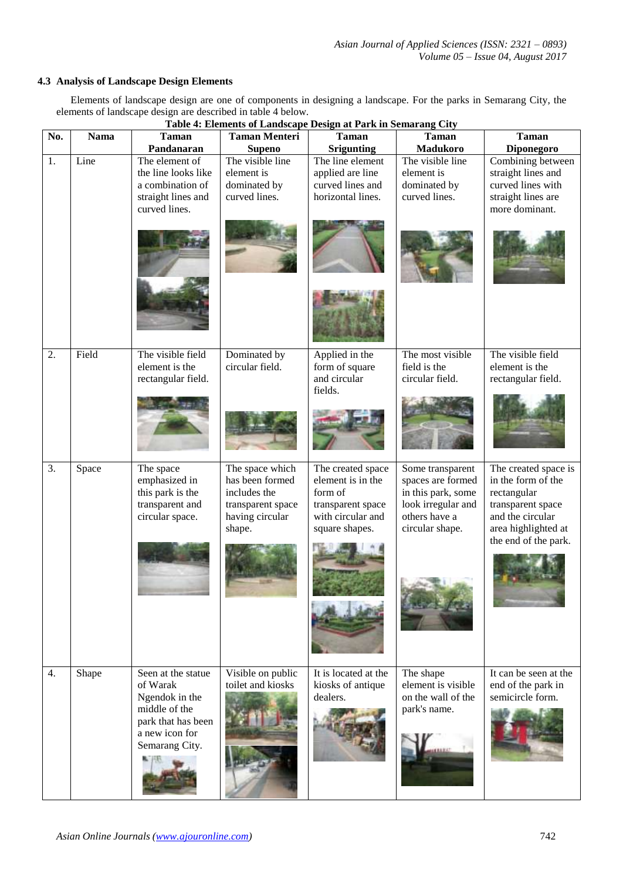### 4.3 Analysis of Landscape Design Elements

Elements of landscape design are one of components in designing a landscape. For the parks in Semarang City, the elements of landscape design are described in table 4 below.

**Table 4: Elements of Landscape Design at Park in Semarang City**

| No. | Nama | Taman Pandanaran | Taman Menteri Supeno | Taman Srigunting | Taman Madukoro | Taman Diponegoro |
|---|---|---|---|---|---|---|
| 1. | Line | The element of the line looks like a combination of straight lines and curved lines. | The visible line element is dominated by curved lines. | The line element applied are line curved lines and horizontal lines. | The visible line element is dominated by curved lines. | Combining between straight lines and curved lines with straight lines are more dominant. |
| 2. | Field | The visible field element is the rectangular field. | Dominated by circular field. | Applied in the form of square and circular fields. | The most visible field is the circular field. | The visible field element is the rectangular field. |
| 3. | Space | The space emphasized in this park is the transparent and circular space. | The space which has been formed includes the transparent space having circular shape. | The created space element is in the form of transparent space with circular and square shapes. | Some transparent spaces are formed in this park, some look irregular and others have a circular shape. | The created space is in the form of the rectangular transparent space and the circular area highlighted at the end of the park. |
| 4. | Shape | Seen at the statue of Warak Ngendok in the middle of the park that has been a new icon for Semarang City. | Visible on public toilet and kiosks | It is located at the kiosks of antique dealers. | The shape element is visible on the wall of the park's name. | It can be seen at the end of the park in semicircle form. |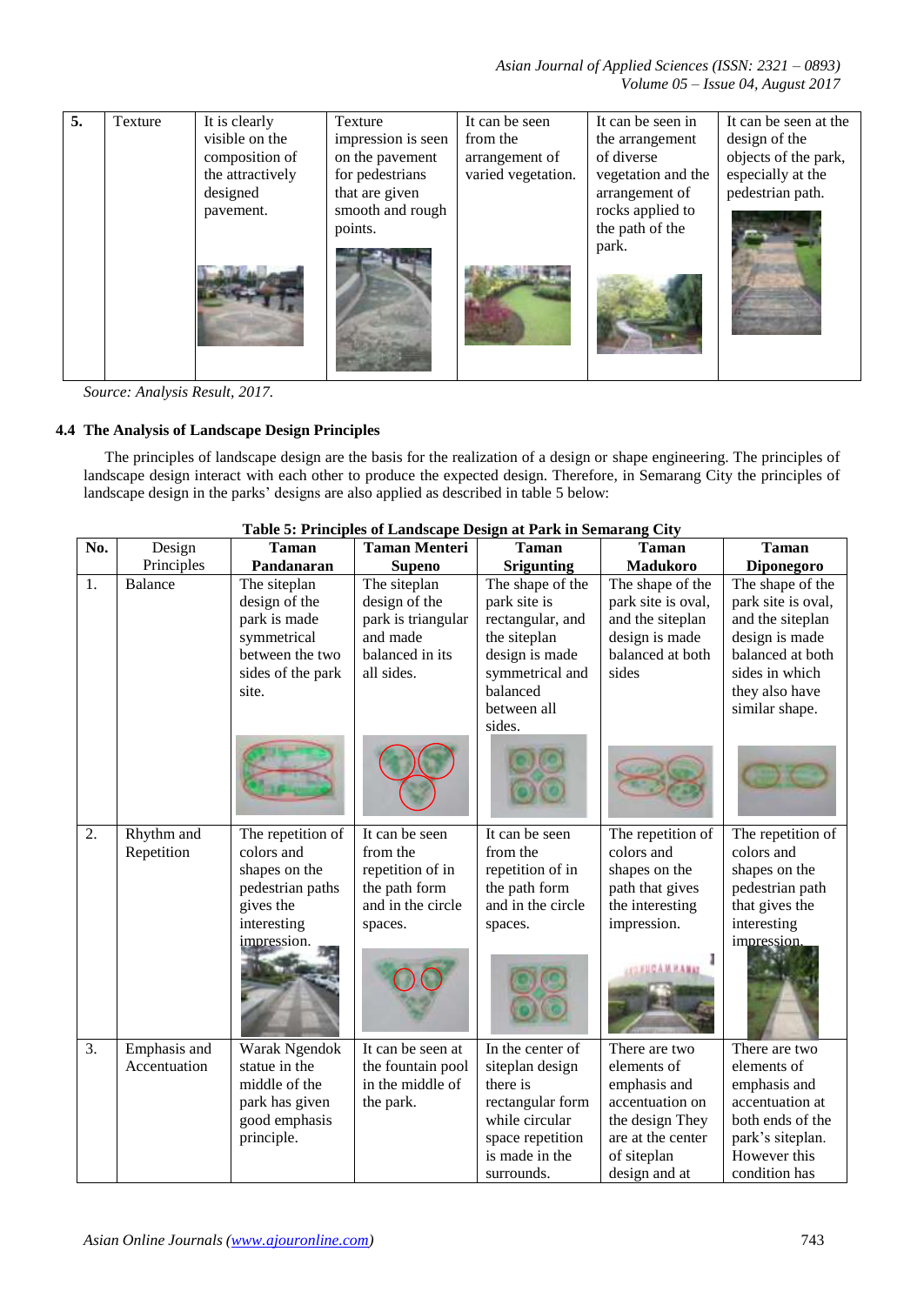| 5. | Texture | It is clearly visible on the composition of the attractively designed pavement. | Texture impression is seen on the pavement for pedestrians that are given smooth and rough points. | It can be seen from the arrangement of varied vegetation. | It can be seen in the arrangement of diverse vegetation and the arrangement of rocks applied to the path of the park. | It can be seen at the design of the objects of the park, especially at the pedestrian path. |
|---|---|---|---|---|---|---|

*Source: Analysis Result, 2017.*

### 4.4 The Analysis of Landscape Design Principles

The principles of landscape design are the basis for the realization of a design or shape engineering. The principles of landscape design interact with each other to produce the expected design. Therefore, in Semarang City the principles of landscape design in the parks' designs are also applied as described in table 5 below:

**Table 5: Principles of Landscape Design at Park in Semarang City**

| No. | Design Principles | **Taman Pandanaran** | **Taman Menteri Supeno** | **Taman Srigunting** | **Taman Madukoro** | **Taman Diponegoro** |
|---|---|---|---|---|---|---|
| 1. | Balance | The siteplan design of the park is made symmetrical between the two sides of the park site. | The siteplan design of the park is triangular and made balanced in its all sides. | The shape of the park site is rectangular, and the siteplan design is made symmetrical and balanced between all sides. | The shape of the park site is oval, and the siteplan design is made balanced at both sides | The shape of the park site is oval, and the siteplan design is made balanced at both sides in which they also have similar shape. |
| 2. | Rhythm and Repetition | The repetition of colors and shapes on the pedestrian paths gives the interesting impression. | It can be seen from the repetition of in the path form and in the circle spaces. | It can be seen from the repetition of in the path form and in the circle spaces. | The repetition of colors and shapes on the path that gives the interesting impression. | The repetition of colors and shapes on the pedestrian path that gives the interesting impression. |
| 3. | Emphasis and Accentuation | Warak Ngendok statue in the middle of the park has given good emphasis principle. | It can be seen at the fountain pool in the middle of the park. | In the center of siteplan design there is rectangular form while circular space repetition is made in the surrounds. | There are two elements of emphasis and accentuation on the design They are at the center of siteplan design and at | There are two elements of emphasis and accentuation at both ends of the park's siteplan. However this condition has |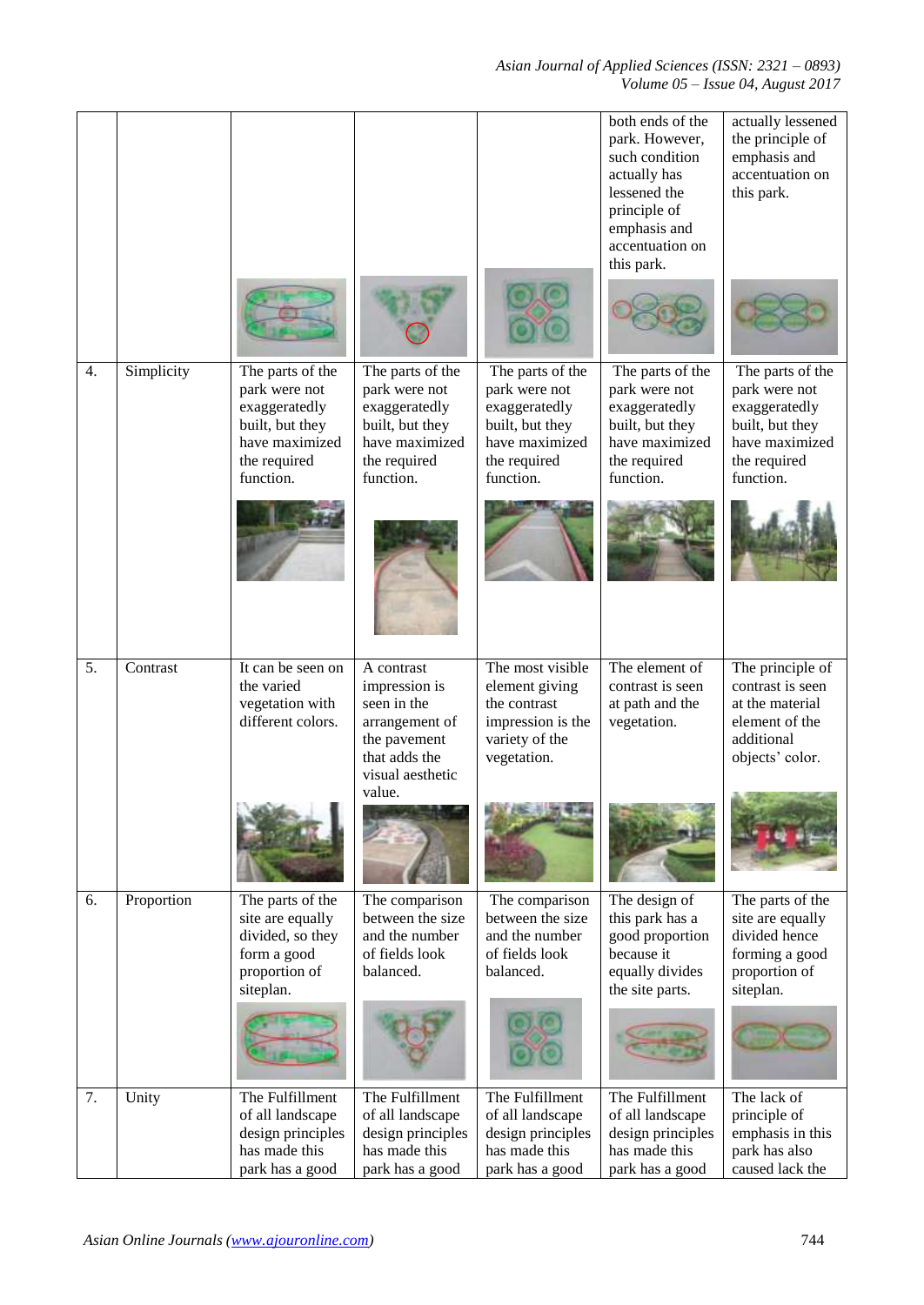|  |  |  |  |  | both ends of the park. However, such condition actually has lessened the principle of emphasis and accentuation on this park. | actually lessened the principle of emphasis and accentuation on this park. |
|---|---|---|---|---|---|---|
| 4. | Simplicity | The parts of the park were not exaggeratedly built, but they have maximized the required function. | The parts of the park were not exaggeratedly built, but they have maximized the required function. | The parts of the park were not exaggeratedly built, but they have maximized the required function. | The parts of the park were not exaggeratedly built, but they have maximized the required function. | The parts of the park were not exaggeratedly built, but they have maximized the required function. |
| 5. | Contrast | It can be seen on the varied vegetation with different colors. | A contrast impression is seen in the arrangement of the pavement that adds the visual aesthetic value. | The most visible element giving the contrast impression is the variety of the vegetation. | The element of contrast is seen at path and the vegetation. | The principle of contrast is seen at the material element of the additional objects' color. |
| 6. | Proportion | The parts of the site are equally divided, so they form a good proportion of siteplan. | The comparison between the size and the number of fields look balanced. | The comparison between the size and the number of fields look balanced. | The design of this park has a good proportion because it equally divides the site parts. | The parts of the site are equally divided hence forming a good proportion of siteplan. |
| 7. | Unity | The Fulfillment of all landscape design principles has made this park has a good | The Fulfillment of all landscape design principles has made this park has a good | The Fulfillment of all landscape design principles has made this park has a good | The Fulfillment of all landscape design principles has made this park has a good | The lack of principle of emphasis in this park has also caused lack the |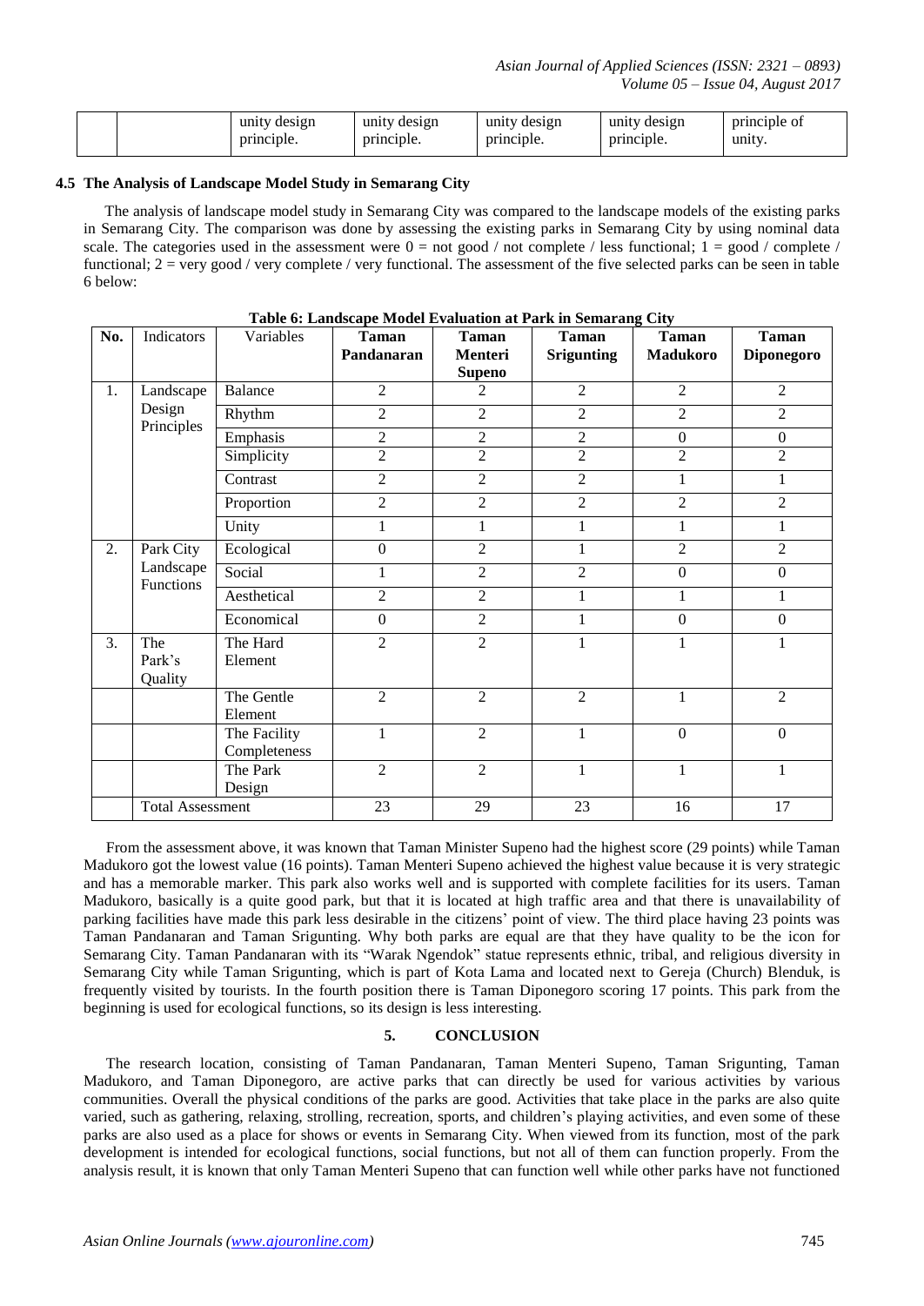| | | unity design principle. | unity design principle. | unity design principle. | unity design principle. | principle of unity. |
|---|---|---|---|---|---|---|

### 4.5 The Analysis of Landscape Model Study in Semarang City

The analysis of landscape model study in Semarang City was compared to the landscape models of the existing parks in Semarang City. The comparison was done by assessing the existing parks in Semarang City by using nominal data scale. The categories used in the assessment were 0 = not good / not complete / less functional; 1 = good / complete / functional; 2 = very good / very complete / very functional. The assessment of the five selected parks can be seen in table 6 below:

**Table 6: Landscape Model Evaluation at Park in Semarang City**

| No. | Indicators | Variables | Taman Pandanaran | Taman Menteri Supeno | Taman Srigunting | Taman Madukoro | Taman Diponegoro |
|---|---|---|---|---|---|---|---|
| 1. | Landscape Design Principles | Balance | 2 | 2 | 2 | 2 | 2 |
| | | Rhythm | 2 | 2 | 2 | 2 | 2 |
| | | Emphasis | 2 | 2 | 2 | 0 | 0 |
| | | Simplicity | 2 | 2 | 2 | 2 | 2 |
| | | Contrast | 2 | 2 | 2 | 1 | 1 |
| | | Proportion | 2 | 2 | 2 | 2 | 2 |
| | | Unity | 1 | 1 | 1 | 1 | 1 |
| 2. | Park City Landscape Functions | Ecological | 0 | 2 | 1 | 2 | 2 |
| | | Social | 1 | 2 | 2 | 0 | 0 |
| | | Aesthetical | 2 | 2 | 1 | 1 | 1 |
| | | Economical | 0 | 2 | 1 | 0 | 0 |
| 3. | The Park's Quality | The Hard Element | 2 | 2 | 1 | 1 | 1 |
| | | The Gentle Element | 2 | 2 | 2 | 1 | 2 |
| | | The Facility Completeness | 1 | 2 | 1 | 0 | 0 |
| | | The Park Design | 2 | 2 | 1 | 1 | 1 |
| | Total Assessment | | 23 | 29 | 23 | 16 | 17 |

From the assessment above, it was known that Taman Minister Supeno had the highest score (29 points) while Taman Madukoro got the lowest value (16 points). Taman Menteri Supeno achieved the highest value because it is very strategic and has a memorable marker. This park also works well and is supported with complete facilities for its users. Taman Madukoro, basically is a quite good park, but that it is located at high traffic area and that there is unavailability of parking facilities have made this park less desirable in the citizens' point of view. The third place having 23 points was Taman Pandanaran and Taman Srigunting. Why both parks are equal are that they have quality to be the icon for Semarang City. Taman Pandanaran with its "Warak Ngendok" statue represents ethnic, tribal, and religious diversity in Semarang City while Taman Srigunting, which is part of Kota Lama and located next to Gereja (Church) Blenduk, is frequently visited by tourists. In the fourth position there is Taman Diponegoro scoring 17 points. This park from the beginning is used for ecological functions, so its design is less interesting.

## 5. CONCLUSION

The research location, consisting of Taman Pandanaran, Taman Menteri Supeno, Taman Srigunting, Taman Madukoro, and Taman Diponegoro, are active parks that can directly be used for various activities by various communities. Overall the physical conditions of the parks are good. Activities that take place in the parks are also quite varied, such as gathering, relaxing, strolling, recreation, sports, and children's playing activities, and even some of these parks are also used as a place for shows or events in Semarang City. When viewed from its function, most of the park development is intended for ecological functions, social functions, but not all of them can function properly. From the analysis result, it is known that only Taman Menteri Supeno that can function well while other parks have not functioned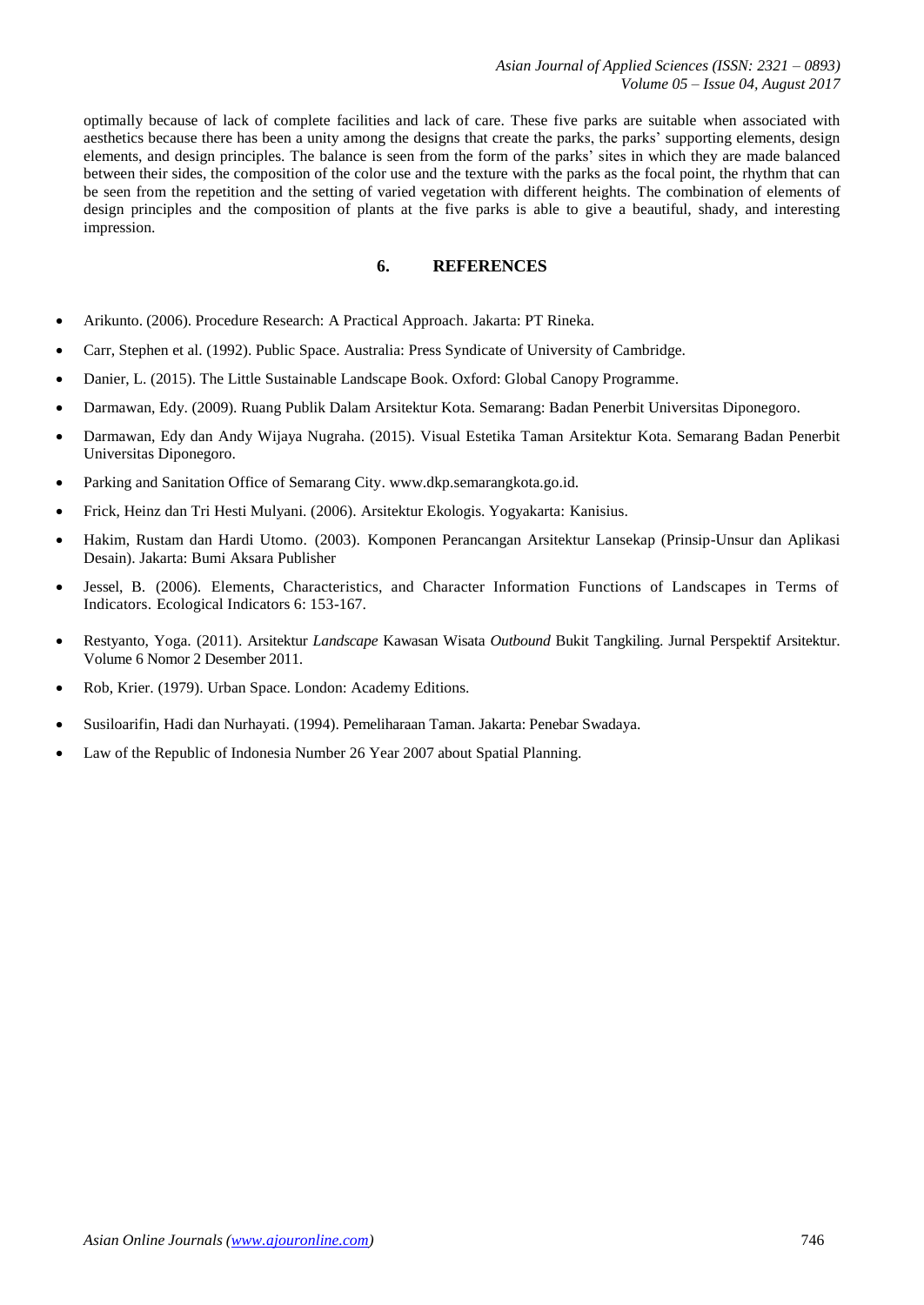optimally because of lack of complete facilities and lack of care. These five parks are suitable when associated with aesthetics because there has been a unity among the designs that create the parks, the parks' supporting elements, design elements, and design principles. The balance is seen from the form of the parks' sites in which they are made balanced between their sides, the composition of the color use and the texture with the parks as the focal point, the rhythm that can be seen from the repetition and the setting of varied vegetation with different heights. The combination of elements of design principles and the composition of plants at the five parks is able to give a beautiful, shady, and interesting impression.

## 6. REFERENCES

- Arikunto. (2006). Procedure Research: A Practical Approach. Jakarta: PT Rineka.
- Carr, Stephen et al. (1992). Public Space. Australia: Press Syndicate of University of Cambridge.
- Danier, L. (2015). The Little Sustainable Landscape Book. Oxford: Global Canopy Programme.
- Darmawan, Edy. (2009). Ruang Publik Dalam Arsitektur Kota. Semarang: Badan Penerbit Universitas Diponegoro.
- Darmawan, Edy dan Andy Wijaya Nugraha. (2015). Visual Estetika Taman Arsitektur Kota. Semarang Badan Penerbit Universitas Diponegoro.
- Parking and Sanitation Office of Semarang City. www.dkp.semarangkota.go.id.
- Frick, Heinz dan Tri Hesti Mulyani. (2006). Arsitektur Ekologis. Yogyakarta: Kanisius.
- Hakim, Rustam dan Hardi Utomo. (2003). Komponen Perancangan Arsitektur Lansekap (Prinsip-Unsur dan Aplikasi Desain). Jakarta: Bumi Aksara Publisher
- Jessel, B. (2006). Elements, Characteristics, and Character Information Functions of Landscapes in Terms of Indicators. Ecological Indicators 6: 153-167.
- Restyanto, Yoga. (2011). Arsitektur *Landscape* Kawasan Wisata *Outbound* Bukit Tangkiling. Jurnal Perspektif Arsitektur. Volume 6 Nomor 2 Desember 2011.
- Rob, Krier. (1979). Urban Space. London: Academy Editions.
- Susiloarifin, Hadi dan Nurhayati. (1994). Pemeliharaan Taman. Jakarta: Penebar Swadaya.
- Law of the Republic of Indonesia Number 26 Year 2007 about Spatial Planning.